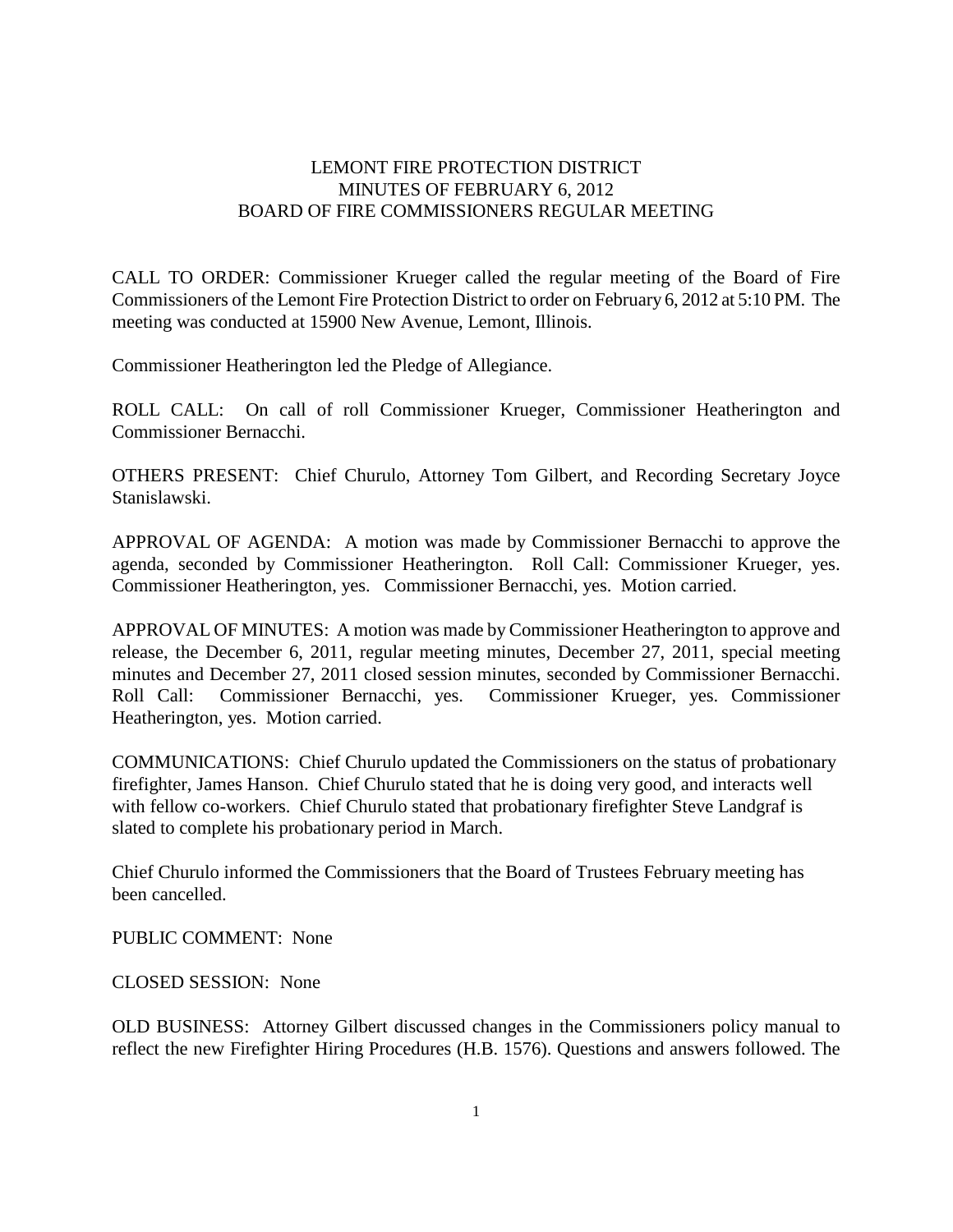# LEMONT FIRE PROTECTION DISTRICT
## MINUTES OF FEBRUARY 6, 2012
## BOARD OF FIRE COMMISSIONERS REGULAR MEETING

CALL TO ORDER: Commissioner Krueger called the regular meeting of the Board of Fire Commissioners of the Lemont Fire Protection District to order on February 6, 2012 at 5:10 PM. The meeting was conducted at 15900 New Avenue, Lemont, Illinois.

Commissioner Heatherington led the Pledge of Allegiance.

ROLL CALL: On call of roll Commissioner Krueger, Commissioner Heatherington and Commissioner Bernacchi.

OTHERS PRESENT: Chief Churulo, Attorney Tom Gilbert, and Recording Secretary Joyce Stanislawski.

APPROVAL OF AGENDA: A motion was made by Commissioner Bernacchi to approve the agenda, seconded by Commissioner Heatherington. Roll Call: Commissioner Krueger, yes. Commissioner Heatherington, yes. Commissioner Bernacchi, yes. Motion carried.

APPROVAL OF MINUTES: A motion was made by Commissioner Heatherington to approve and release, the December 6, 2011, regular meeting minutes, December 27, 2011, special meeting minutes and December 27, 2011 closed session minutes, seconded by Commissioner Bernacchi. Roll Call: Commissioner Bernacchi, yes. Commissioner Krueger, yes. Commissioner Heatherington, yes. Motion carried.

COMMUNICATIONS: Chief Churulo updated the Commissioners on the status of probationary firefighter, James Hanson. Chief Churulo stated that he is doing very good, and interacts well with fellow co-workers. Chief Churulo stated that probationary firefighter Steve Landgraf is slated to complete his probationary period in March.

Chief Churulo informed the Commissioners that the Board of Trustees February meeting has been cancelled.

PUBLIC COMMENT: None

CLOSED SESSION: None

OLD BUSINESS: Attorney Gilbert discussed changes in the Commissioners policy manual to reflect the new Firefighter Hiring Procedures (H.B. 1576). Questions and answers followed. The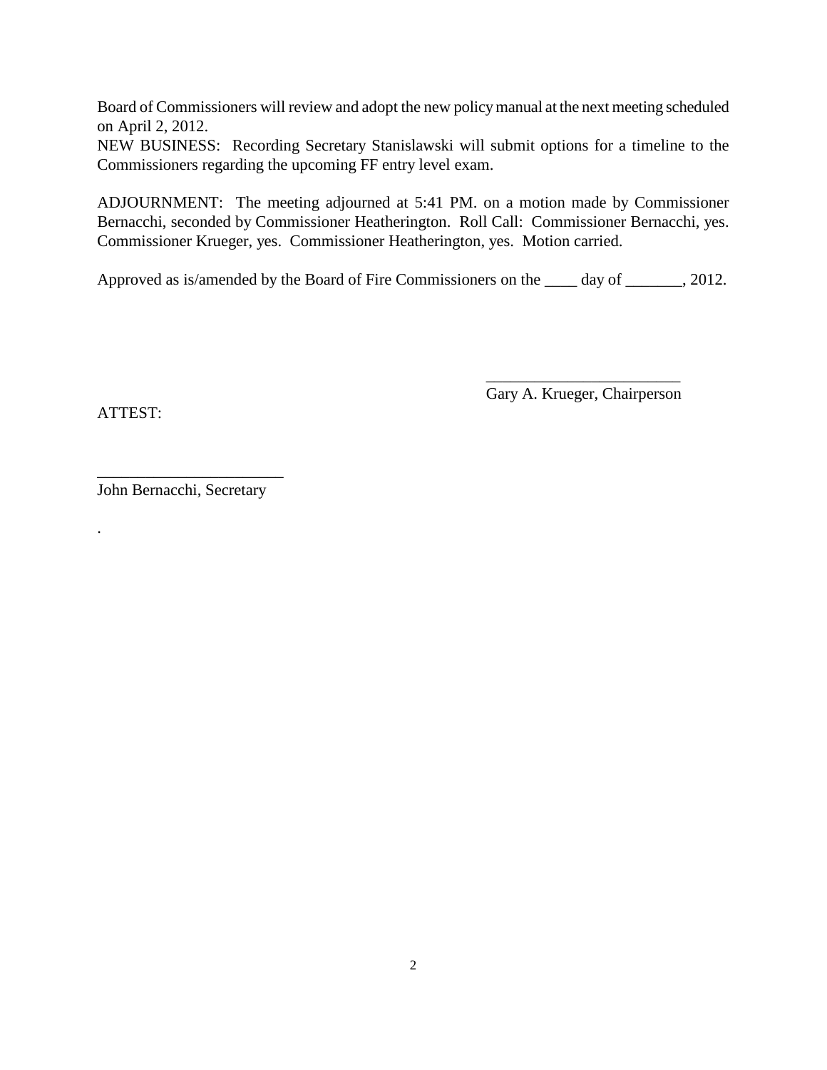Board of Commissioners will review and adopt the new policy manual at the next meeting scheduled on April 2, 2012.

NEW BUSINESS: Recording Secretary Stanislawski will submit options for a timeline to the Commissioners regarding the upcoming FF entry level exam.

ADJOURNMENT: The meeting adjourned at 5:41 PM. on a motion made by Commissioner Bernacchi, seconded by Commissioner Heatherington. Roll Call: Commissioner Bernacchi, yes. Commissioner Krueger, yes. Commissioner Heatherington, yes. Motion carried.

Approved as is/amended by the Board of Fire Commissioners on the ____ day of _______, 2012.

________________________
Gary A. Krueger, Chairperson

ATTEST:

_______________________
John Bernacchi, Secretary

.